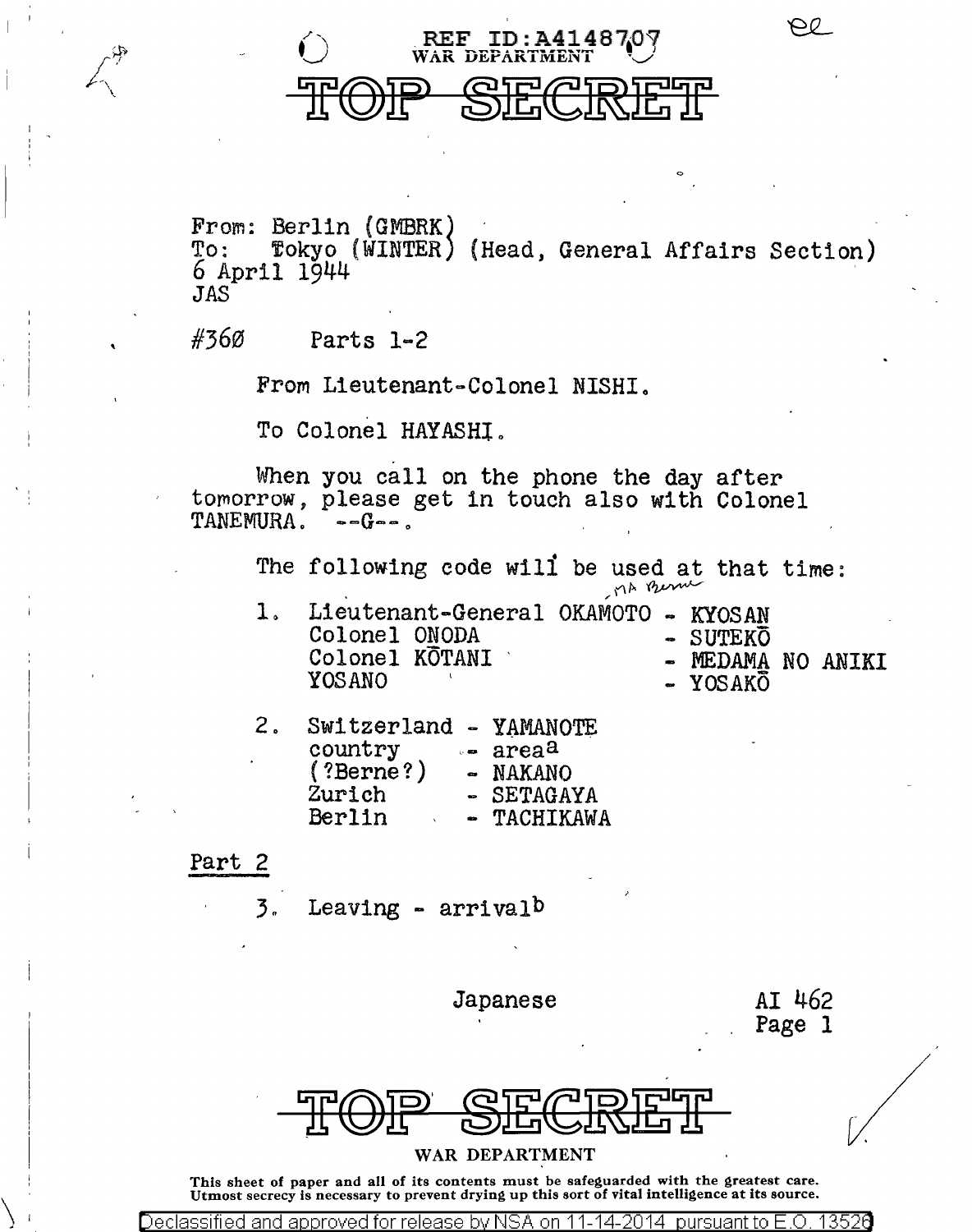REF ID:A4148707
WAR DEPARTMENT

# TOP SECRET

From: Berlin (GMBRK)
To: Tokyo (WINTER) (Head, General Affairs Section)
6 April 1944
JAS

#360 Parts 1-2

From Lieutenant-Colonel NISHI.

To Colonel HAYASHI.

When you call on the phone the day after tomorrow, please get in touch also with Colonel TANEMURA. --G--.

The following code will be used at that time:

1. Lieutenant-General OKAMOTO - KYOSAN
   Colonel ONODA - SUTEKŌ
   Colonel KŌTANI - MEDAMA NO ANIKI
   YOSANO - YOSAKŌ

2. Switzerland - YAMANOTE
   country - area[a]
   (?Berne?) - NAKANO
   Zurich - SETAGAYA
   Berlin - TACHIKAWA

Part 2

3. Leaving - arrival[b]

Japanese AI 462
Page 1

# TOP SECRET

WAR DEPARTMENT

This sheet of paper and all of its contents must be safeguarded with the greatest care. Utmost secrecy is necessary to prevent drying up this sort of vital intelligence at its source.

Declassified and approved for release by NSA on 11-14-2014 pursuant to E.O. 13526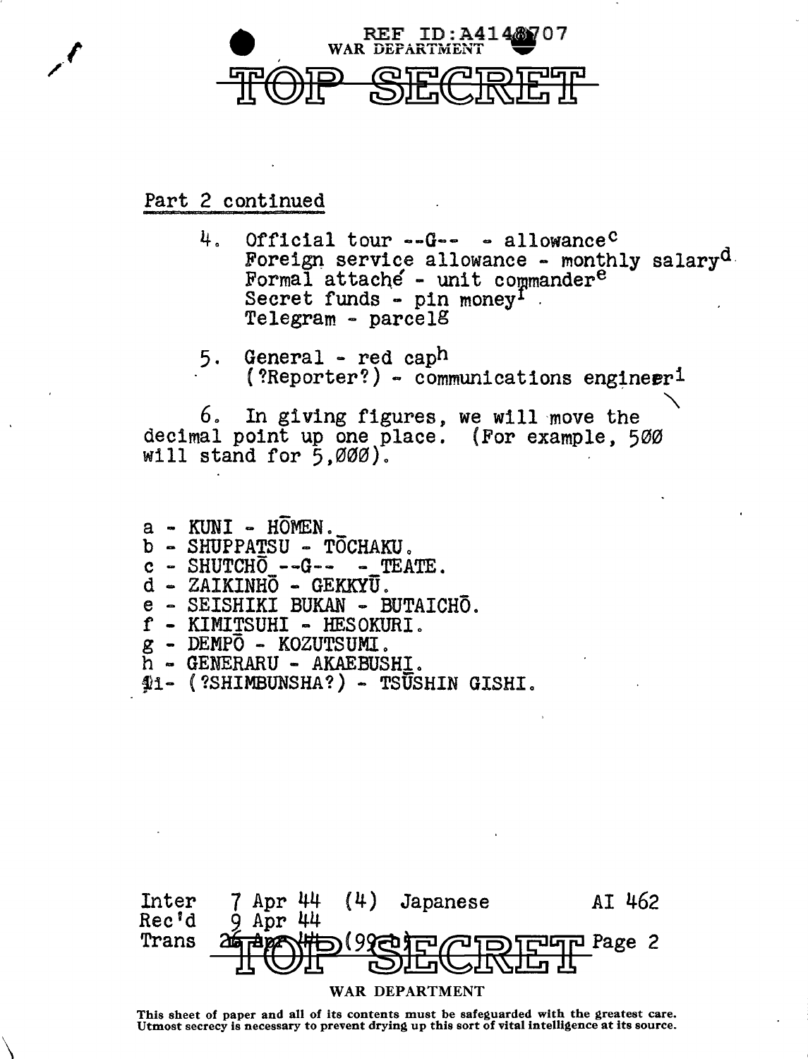REF ID:A4148707
WAR DEPARTMENT

TOP SECRET

Part 2 continued

4. Official tour --G-- - allowance[c]
   Foreign service allowance - monthly salary[d]
   Formal attaché - unit commander[e]
   Secret funds - pin money[f]
   Telegram - parcel[g]

5. General - red cap[h]
   (?Reporter?) - communications engineer[i]

6. In giving figures, we will move the decimal point up one place. (For example, 500 will stand for 5,000).

a - KUNI - HŌMEN.
b - SHUPPATSU - TŌCHAKU.
c - SHUTCHŌ --G-- - TEATE.
d - ZAIKINHŌ - GEKKYŪ.
e - SEISHIKI BUKAN - BUTAICHŌ.
f - KIMITSUHI - HESOKURI.
g - DEMPŌ - KOZUTSUMI.
h - GENERARU - AKAEBUSHI.
i - (?SHIMBUNSHA?) - TSŪSHIN GISHI.

Inter 7 Apr 44 (4) Japanese AI 462
Rec'd 9 Apr 44
Trans 26 Apr 44 (996-b)

TOP SECRET

WAR DEPARTMENT

This sheet of paper and all of its contents must be safeguarded with the greatest care. Utmost secrecy is necessary to prevent drying up this sort of vital intelligence at its source.